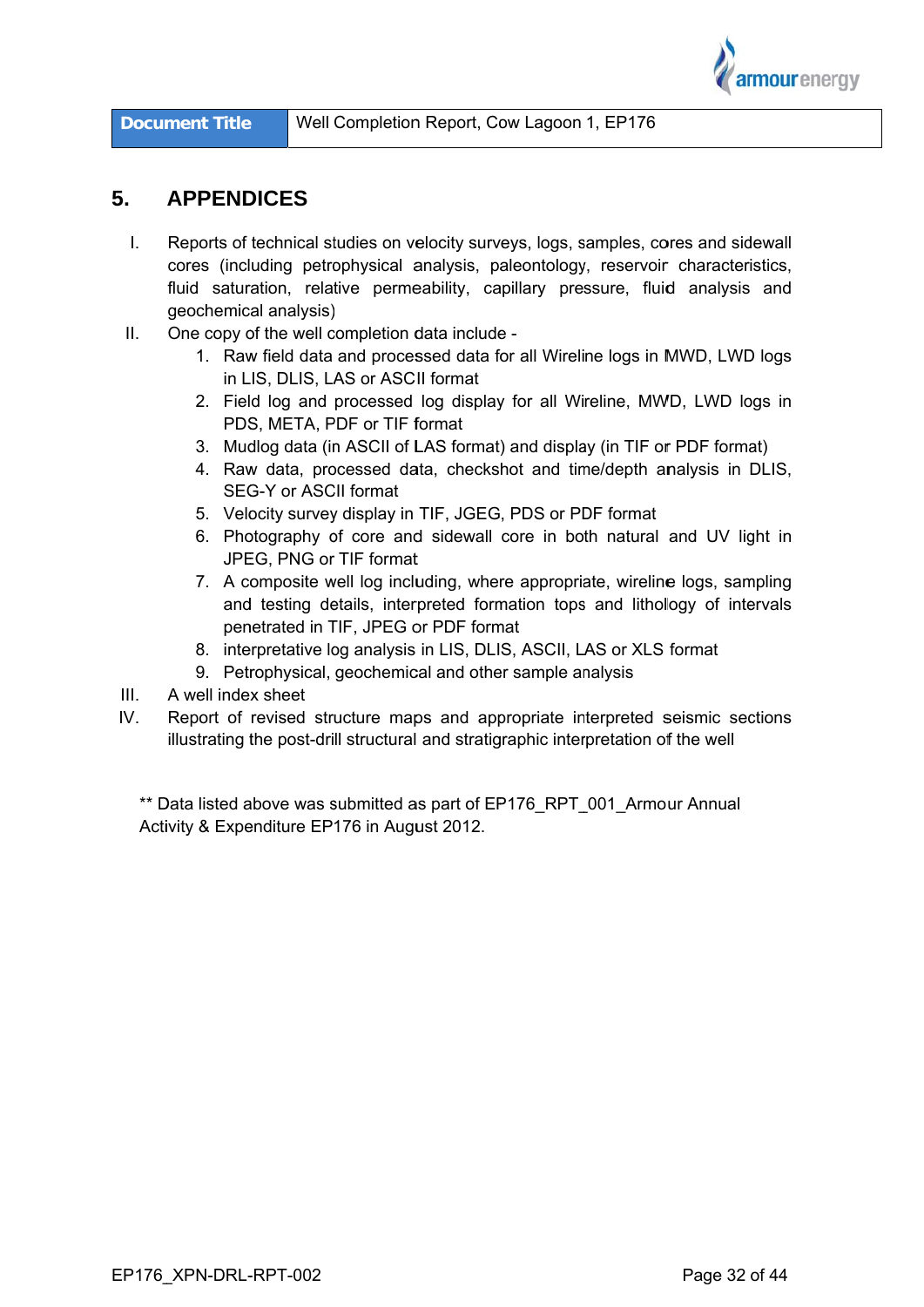| Document Title | Well Completion Report, Cow Lagoon 1, EP176 |
| --- | --- |

# 5. APPENDICES

I. Reports of technical studies on velocity surveys, logs, samples, cores and sidewall cores (including petrophysical analysis, paleontology, reservoir characteristics, fluid saturation, relative permeability, capillary pressure, fluid analysis and geochemical analysis)

II. One copy of the well completion data include -
   1. Raw field data and processed data for all Wireline logs in MWD, LWD logs in LIS, DLIS, LAS or ASCII format
   2. Field log and processed log display for all Wireline, MWD, LWD logs in PDS, META, PDF or TIF format
   3. Mudlog data (in ASCII of LAS format) and display (in TIF or PDF format)
   4. Raw data, processed data, checkshot and time/depth analysis in DLIS, SEG-Y or ASCII format
   5. Velocity survey display in TIF, JGEG, PDS or PDF format
   6. Photography of core and sidewall core in both natural and UV light in JPEG, PNG or TIF format
   7. A composite well log including, where appropriate, wireline logs, sampling and testing details, interpreted formation tops and lithology of intervals penetrated in TIF, JPEG or PDF format
   8. interpretative log analysis in LIS, DLIS, ASCII, LAS or XLS format
   9. Petrophysical, geochemical and other sample analysis

III. A well index sheet

IV. Report of revised structure maps and appropriate interpreted seismic sections illustrating the post-drill structural and stratigraphic interpretation of the well

** Data listed above was submitted as part of EP176_RPT_001_Armour Annual Activity & Expenditure EP176 in August 2012.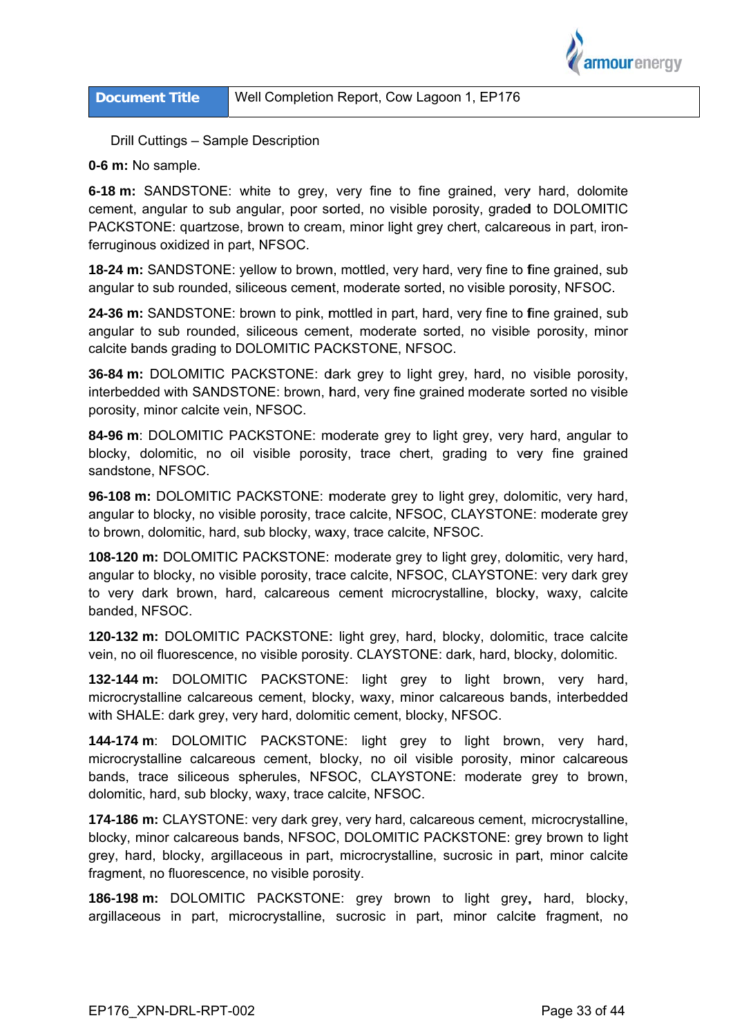Drill Cuttings – Sample Description

**0-6 m:** No sample.

**6-18 m:** SANDSTONE: white to grey, very fine to fine grained, very hard, dolomite cement, angular to sub angular, poor sorted, no visible porosity, graded to DOLOMITIC PACKSTONE: quartzose, brown to cream, minor light grey chert, calcareous in part, iron-ferruginous oxidized in part, NFSOC.

**18-24 m:** SANDSTONE: yellow to brown, mottled, very hard, very fine to fine grained, sub angular to sub rounded, siliceous cement, moderate sorted, no visible porosity, NFSOC.

**24-36 m:** SANDSTONE: brown to pink, mottled in part, hard, very fine to fine grained, sub angular to sub rounded, siliceous cement, moderate sorted, no visible porosity, minor calcite bands grading to DOLOMITIC PACKSTONE, NFSOC.

**36-84 m:** DOLOMITIC PACKSTONE: dark grey to light grey, hard, no visible porosity, interbedded with SANDSTONE: brown, hard, very fine grained moderate sorted no visible porosity, minor calcite vein, NFSOC.

**84-96 m**: DOLOMITIC PACKSTONE: moderate grey to light grey, very hard, angular to blocky, dolomitic, no oil visible porosity, trace chert, grading to very fine grained sandstone, NFSOC.

**96-108 m:** DOLOMITIC PACKSTONE: moderate grey to light grey, dolomitic, very hard, angular to blocky, no visible porosity, trace calcite, NFSOC, CLAYSTONE: moderate grey to brown, dolomitic, hard, sub blocky, waxy, trace calcite, NFSOC.

**108-120 m:** DOLOMITIC PACKSTONE: moderate grey to light grey, dolomitic, very hard, angular to blocky, no visible porosity, trace calcite, NFSOC, CLAYSTONE: very dark grey to very dark brown, hard, calcareous cement microcrystalline, blocky, waxy, calcite banded, NFSOC.

**120-132 m:** DOLOMITIC PACKSTONE: light grey, hard, blocky, dolomitic, trace calcite vein, no oil fluorescence, no visible porosity. CLAYSTONE: dark, hard, blocky, dolomitic.

**132-144 m:** DOLOMITIC PACKSTONE: light grey to light brown, very hard, microcrystalline calcareous cement, blocky, waxy, minor calcareous bands, interbedded with SHALE: dark grey, very hard, dolomitic cement, blocky, NFSOC.

**144-174 m**: DOLOMITIC PACKSTONE: light grey to light brown, very hard, microcrystalline calcareous cement, blocky, no oil visible porosity, minor calcareous bands, trace siliceous spherules, NFSOC, CLAYSTONE: moderate grey to brown, dolomitic, hard, sub blocky, waxy, trace calcite, NFSOC.

**174-186 m:** CLAYSTONE: very dark grey, very hard, calcareous cement, microcrystalline, blocky, minor calcareous bands, NFSOC, DOLOMITIC PACKSTONE: grey brown to light grey, hard, blocky, argillaceous in part, microcrystalline, sucrosic in part, minor calcite fragment, no fluorescence, no visible porosity.

**186-198 m:** DOLOMITIC PACKSTONE: grey brown to light grey, hard, blocky, argillaceous in part, microcrystalline, sucrosic in part, minor calcite fragment, no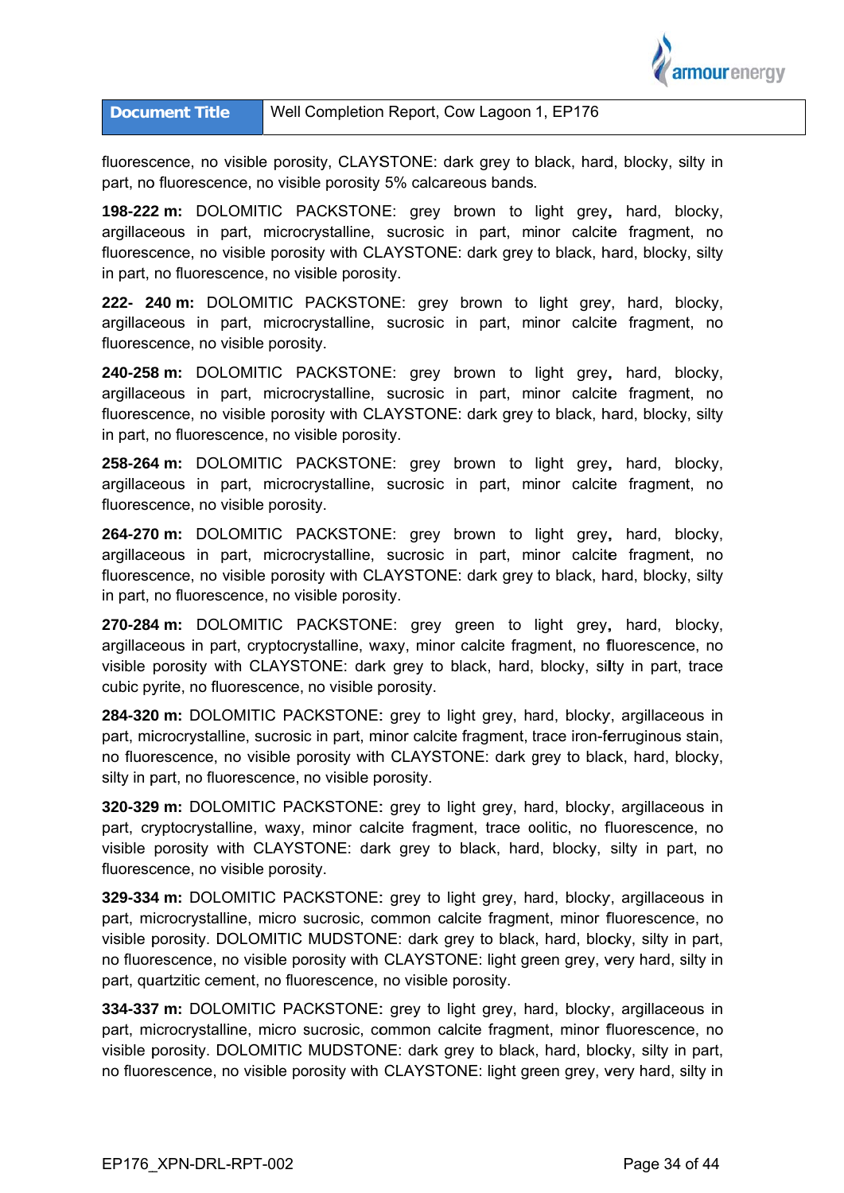fluorescence, no visible porosity, CLAYSTONE: dark grey to black, hard, blocky, silty in part, no fluorescence, no visible porosity 5% calcareous bands.

**198-222 m:** DOLOMITIC PACKSTONE: grey brown to light grey, hard, blocky, argillaceous in part, microcrystalline, sucrosic in part, minor calcite fragment, no fluorescence, no visible porosity with CLAYSTONE: dark grey to black, hard, blocky, silty in part, no fluorescence, no visible porosity.

**222- 240 m:** DOLOMITIC PACKSTONE: grey brown to light grey, hard, blocky, argillaceous in part, microcrystalline, sucrosic in part, minor calcite fragment, no fluorescence, no visible porosity.

**240-258 m:** DOLOMITIC PACKSTONE: grey brown to light grey, hard, blocky, argillaceous in part, microcrystalline, sucrosic in part, minor calcite fragment, no fluorescence, no visible porosity with CLAYSTONE: dark grey to black, hard, blocky, silty in part, no fluorescence, no visible porosity.

**258-264 m:** DOLOMITIC PACKSTONE: grey brown to light grey, hard, blocky, argillaceous in part, microcrystalline, sucrosic in part, minor calcite fragment, no fluorescence, no visible porosity.

**264-270 m:** DOLOMITIC PACKSTONE: grey brown to light grey, hard, blocky, argillaceous in part, microcrystalline, sucrosic in part, minor calcite fragment, no fluorescence, no visible porosity with CLAYSTONE: dark grey to black, hard, blocky, silty in part, no fluorescence, no visible porosity.

**270-284 m:** DOLOMITIC PACKSTONE: grey green to light grey, hard, blocky, argillaceous in part, cryptocrystalline, waxy, minor calcite fragment, no fluorescence, no visible porosity with CLAYSTONE: dark grey to black, hard, blocky, silty in part, trace cubic pyrite, no fluorescence, no visible porosity.

**284-320 m:** DOLOMITIC PACKSTONE: grey to light grey, hard, blocky, argillaceous in part, microcrystalline, sucrosic in part, minor calcite fragment, trace iron-ferruginous stain, no fluorescence, no visible porosity with CLAYSTONE: dark grey to black, hard, blocky, silty in part, no fluorescence, no visible porosity.

**320-329 m:** DOLOMITIC PACKSTONE: grey to light grey, hard, blocky, argillaceous in part, cryptocrystalline, waxy, minor calcite fragment, trace oolitic, no fluorescence, no visible porosity with CLAYSTONE: dark grey to black, hard, blocky, silty in part, no fluorescence, no visible porosity.

**329-334 m:** DOLOMITIC PACKSTONE: grey to light grey, hard, blocky, argillaceous in part, microcrystalline, micro sucrosic, common calcite fragment, minor fluorescence, no visible porosity. DOLOMITIC MUDSTONE: dark grey to black, hard, blocky, silty in part, no fluorescence, no visible porosity with CLAYSTONE: light green grey, very hard, silty in part, quartzitic cement, no fluorescence, no visible porosity.

**334-337 m:** DOLOMITIC PACKSTONE: grey to light grey, hard, blocky, argillaceous in part, microcrystalline, micro sucrosic, common calcite fragment, minor fluorescence, no visible porosity. DOLOMITIC MUDSTONE: dark grey to black, hard, blocky, silty in part, no fluorescence, no visible porosity with CLAYSTONE: light green grey, very hard, silty in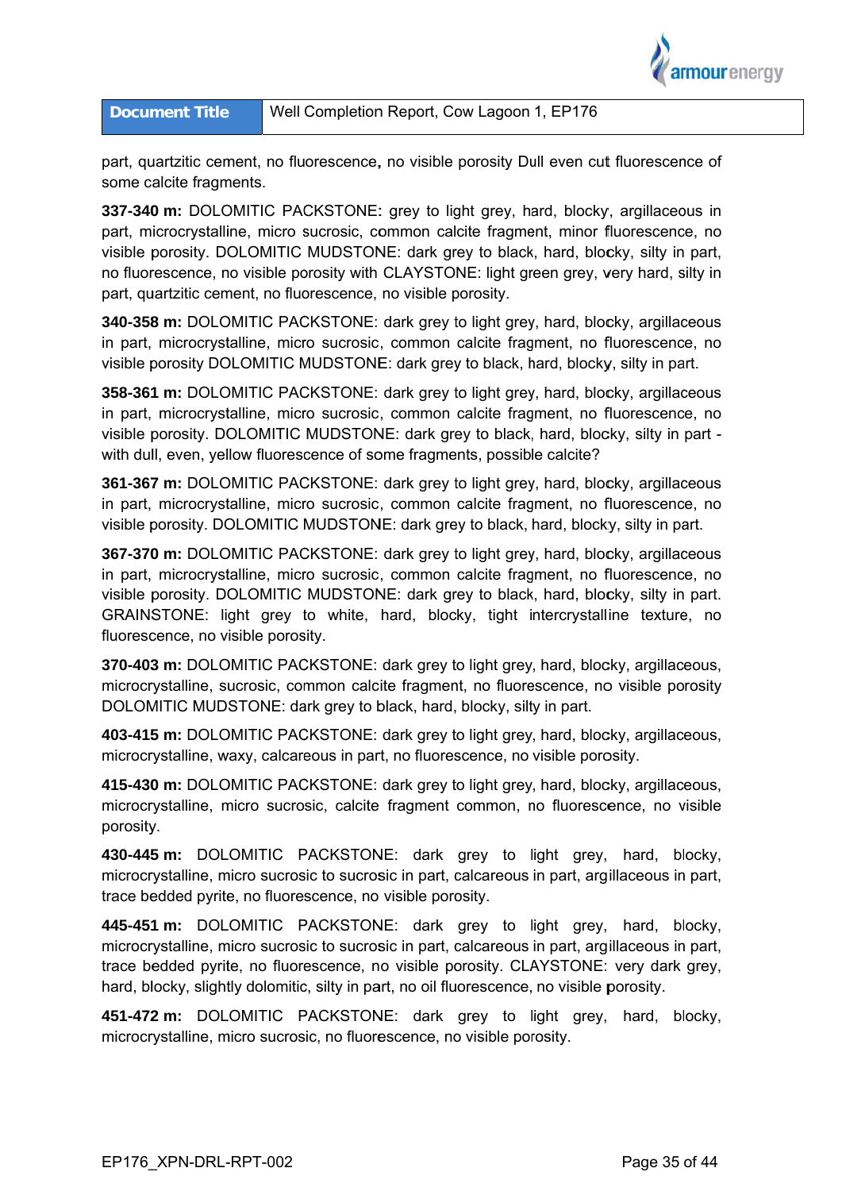part, quartzitic cement, no fluorescence, no visible porosity Dull even cut fluorescence of some calcite fragments.

**337-340 m:** DOLOMITIC PACKSTONE: grey to light grey, hard, blocky, argillaceous in part, microcrystalline, micro sucrosic, common calcite fragment, minor fluorescence, no visible porosity. DOLOMITIC MUDSTONE: dark grey to black, hard, blocky, silty in part, no fluorescence, no visible porosity with CLAYSTONE: light green grey, very hard, silty in part, quartzitic cement, no fluorescence, no visible porosity.

**340-358 m:** DOLOMITIC PACKSTONE: dark grey to light grey, hard, blocky, argillaceous in part, microcrystalline, micro sucrosic, common calcite fragment, no fluorescence, no visible porosity DOLOMITIC MUDSTONE: dark grey to black, hard, blocky, silty in part.

**358-361 m:** DOLOMITIC PACKSTONE: dark grey to light grey, hard, blocky, argillaceous in part, microcrystalline, micro sucrosic, common calcite fragment, no fluorescence, no visible porosity. DOLOMITIC MUDSTONE: dark grey to black, hard, blocky, silty in part - with dull, even, yellow fluorescence of some fragments, possible calcite?

**361-367 m:** DOLOMITIC PACKSTONE: dark grey to light grey, hard, blocky, argillaceous in part, microcrystalline, micro sucrosic, common calcite fragment, no fluorescence, no visible porosity. DOLOMITIC MUDSTONE: dark grey to black, hard, blocky, silty in part.

**367-370 m:** DOLOMITIC PACKSTONE: dark grey to light grey, hard, blocky, argillaceous in part, microcrystalline, micro sucrosic, common calcite fragment, no fluorescence, no visible porosity. DOLOMITIC MUDSTONE: dark grey to black, hard, blocky, silty in part. GRAINSTONE: light grey to white, hard, blocky, tight intercrystalline texture, no fluorescence, no visible porosity.

**370-403 m:** DOLOMITIC PACKSTONE: dark grey to light grey, hard, blocky, argillaceous, microcrystalline, sucrosic, common calcite fragment, no fluorescence, no visible porosity DOLOMITIC MUDSTONE: dark grey to black, hard, blocky, silty in part.

**403-415 m:** DOLOMITIC PACKSTONE: dark grey to light grey, hard, blocky, argillaceous, microcrystalline, waxy, calcareous in part, no fluorescence, no visible porosity.

**415-430 m:** DOLOMITIC PACKSTONE: dark grey to light grey, hard, blocky, argillaceous, microcrystalline, micro sucrosic, calcite fragment common, no fluorescence, no visible porosity.

**430-445 m:** DOLOMITIC PACKSTONE: dark grey to light grey, hard, blocky, microcrystalline, micro sucrosic to sucrosic in part, calcareous in part, argillaceous in part, trace bedded pyrite, no fluorescence, no visible porosity.

**445-451 m:** DOLOMITIC PACKSTONE: dark grey to light grey, hard, blocky, microcrystalline, micro sucrosic to sucrosic in part, calcareous in part, argillaceous in part, trace bedded pyrite, no fluorescence, no visible porosity. CLAYSTONE: very dark grey, hard, blocky, slightly dolomitic, silty in part, no oil fluorescence, no visible porosity.

**451-472 m:** DOLOMITIC PACKSTONE: dark grey to light grey, hard, blocky, microcrystalline, micro sucrosic, no fluorescence, no visible porosity.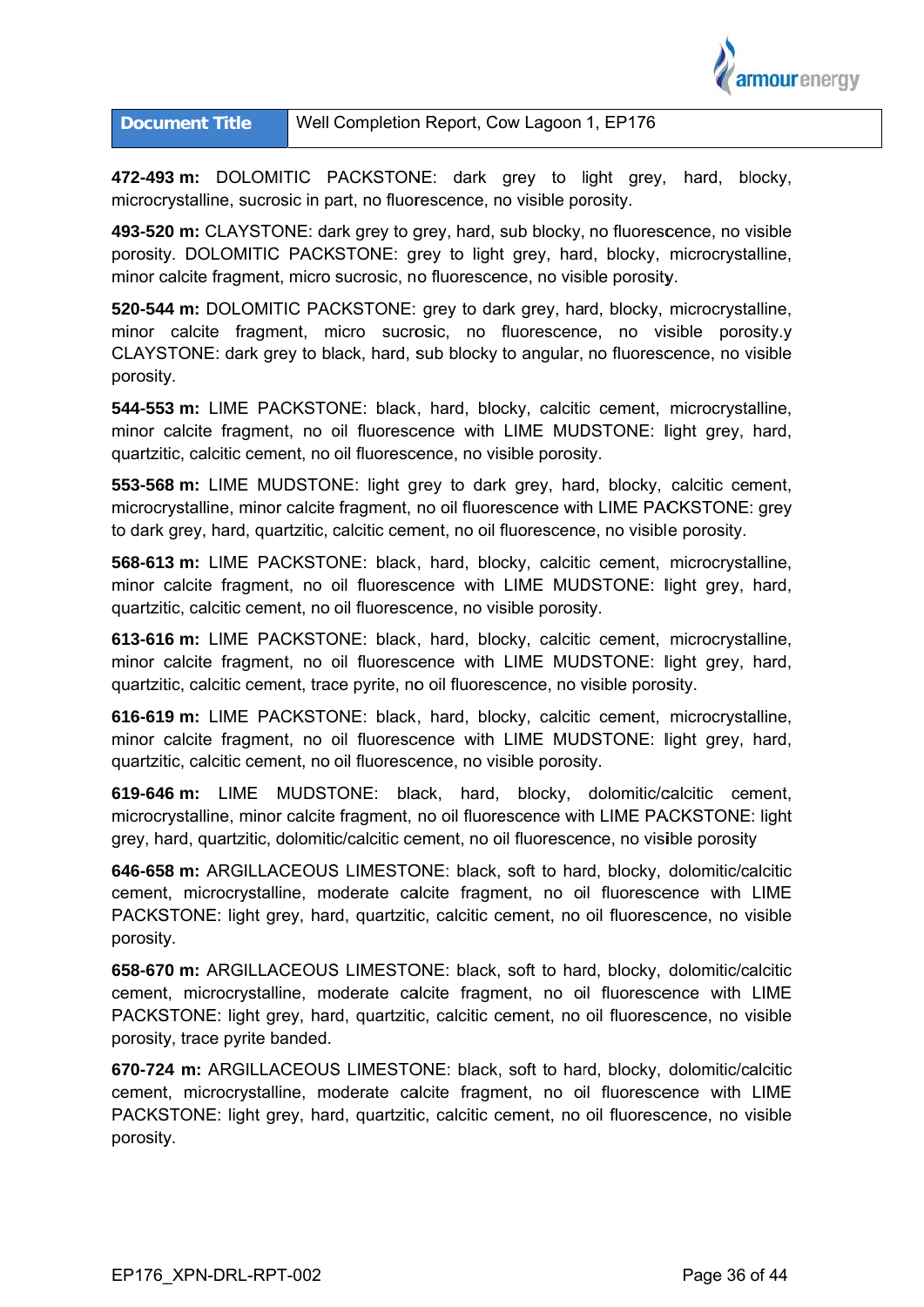**472-493 m:** DOLOMITIC PACKSTONE: dark grey to light grey, hard, blocky, microcrystalline, sucrosic in part, no fluorescence, no visible porosity.

**493-520 m:** CLAYSTONE: dark grey to grey, hard, sub blocky, no fluorescence, no visible porosity. DOLOMITIC PACKSTONE: grey to light grey, hard, blocky, microcrystalline, minor calcite fragment, micro sucrosic, no fluorescence, no visible porosity.

**520-544 m:** DOLOMITIC PACKSTONE: grey to dark grey, hard, blocky, microcrystalline, minor calcite fragment, micro sucrosic, no fluorescence, no visible porosity.y CLAYSTONE: dark grey to black, hard, sub blocky to angular, no fluorescence, no visible porosity.

**544-553 m:** LIME PACKSTONE: black, hard, blocky, calcitic cement, microcrystalline, minor calcite fragment, no oil fluorescence with LIME MUDSTONE: light grey, hard, quartzitic, calcitic cement, no oil fluorescence, no visible porosity.

**553-568 m:** LIME MUDSTONE: light grey to dark grey, hard, blocky, calcitic cement, microcrystalline, minor calcite fragment, no oil fluorescence with LIME PACKSTONE: grey to dark grey, hard, quartzitic, calcitic cement, no oil fluorescence, no visible porosity.

**568-613 m:** LIME PACKSTONE: black, hard, blocky, calcitic cement, microcrystalline, minor calcite fragment, no oil fluorescence with LIME MUDSTONE: light grey, hard, quartzitic, calcitic cement, no oil fluorescence, no visible porosity.

**613-616 m:** LIME PACKSTONE: black, hard, blocky, calcitic cement, microcrystalline, minor calcite fragment, no oil fluorescence with LIME MUDSTONE: light grey, hard, quartzitic, calcitic cement, trace pyrite, no oil fluorescence, no visible porosity.

**616-619 m:** LIME PACKSTONE: black, hard, blocky, calcitic cement, microcrystalline, minor calcite fragment, no oil fluorescence with LIME MUDSTONE: light grey, hard, quartzitic, calcitic cement, no oil fluorescence, no visible porosity.

**619-646 m:** LIME MUDSTONE: black, hard, blocky, dolomitic/calcitic cement, microcrystalline, minor calcite fragment, no oil fluorescence with LIME PACKSTONE: light grey, hard, quartzitic, dolomitic/calcitic cement, no oil fluorescence, no visible porosity

**646-658 m:** ARGILLACEOUS LIMESTONE: black, soft to hard, blocky, dolomitic/calcitic cement, microcrystalline, moderate calcite fragment, no oil fluorescence with LIME PACKSTONE: light grey, hard, quartzitic, calcitic cement, no oil fluorescence, no visible porosity.

**658-670 m:** ARGILLACEOUS LIMESTONE: black, soft to hard, blocky, dolomitic/calcitic cement, microcrystalline, moderate calcite fragment, no oil fluorescence with LIME PACKSTONE: light grey, hard, quartzitic, calcitic cement, no oil fluorescence, no visible porosity, trace pyrite banded.

**670-724 m:** ARGILLACEOUS LIMESTONE: black, soft to hard, blocky, dolomitic/calcitic cement, microcrystalline, moderate calcite fragment, no oil fluorescence with LIME PACKSTONE: light grey, hard, quartzitic, calcitic cement, no oil fluorescence, no visible porosity.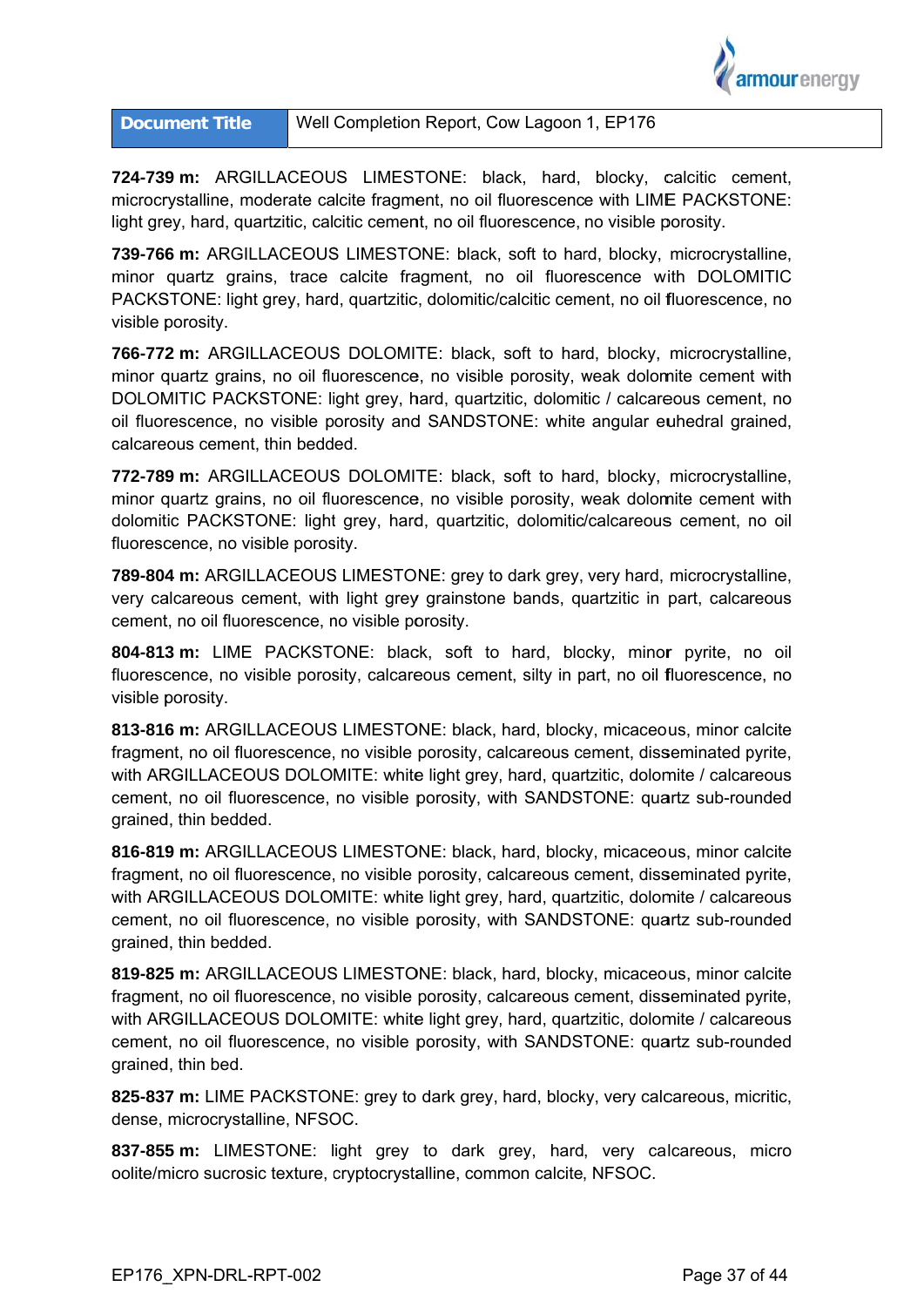**724-739 m:** ARGILLACEOUS LIMESTONE: black, hard, blocky, calcitic cement, microcrystalline, moderate calcite fragment, no oil fluorescence with LIME PACKSTONE: light grey, hard, quartzitic, calcitic cement, no oil fluorescence, no visible porosity.

**739-766 m:** ARGILLACEOUS LIMESTONE: black, soft to hard, blocky, microcrystalline, minor quartz grains, trace calcite fragment, no oil fluorescence with DOLOMITIC PACKSTONE: light grey, hard, quartzitic, dolomitic/calcitic cement, no oil fluorescence, no visible porosity.

**766-772 m:** ARGILLACEOUS DOLOMITE: black, soft to hard, blocky, microcrystalline, minor quartz grains, no oil fluorescence, no visible porosity, weak dolomite cement with DOLOMITIC PACKSTONE: light grey, hard, quartzitic, dolomitic / calcareous cement, no oil fluorescence, no visible porosity and SANDSTONE: white angular euhedral grained, calcareous cement, thin bedded.

**772-789 m:** ARGILLACEOUS DOLOMITE: black, soft to hard, blocky, microcrystalline, minor quartz grains, no oil fluorescence, no visible porosity, weak dolomite cement with dolomitic PACKSTONE: light grey, hard, quartzitic, dolomitic/calcareous cement, no oil fluorescence, no visible porosity.

**789-804 m:** ARGILLACEOUS LIMESTONE: grey to dark grey, very hard, microcrystalline, very calcareous cement, with light grey grainstone bands, quartzitic in part, calcareous cement, no oil fluorescence, no visible porosity.

**804-813 m:** LIME PACKSTONE: black, soft to hard, blocky, minor pyrite, no oil fluorescence, no visible porosity, calcareous cement, silty in part, no oil fluorescence, no visible porosity.

**813-816 m:** ARGILLACEOUS LIMESTONE: black, hard, blocky, micaceous, minor calcite fragment, no oil fluorescence, no visible porosity, calcareous cement, disseminated pyrite, with ARGILLACEOUS DOLOMITE: white light grey, hard, quartzitic, dolomite / calcareous cement, no oil fluorescence, no visible porosity, with SANDSTONE: quartz sub-rounded grained, thin bedded.

**816-819 m:** ARGILLACEOUS LIMESTONE: black, hard, blocky, micaceous, minor calcite fragment, no oil fluorescence, no visible porosity, calcareous cement, disseminated pyrite, with ARGILLACEOUS DOLOMITE: white light grey, hard, quartzitic, dolomite / calcareous cement, no oil fluorescence, no visible porosity, with SANDSTONE: quartz sub-rounded grained, thin bedded.

**819-825 m:** ARGILLACEOUS LIMESTONE: black, hard, blocky, micaceous, minor calcite fragment, no oil fluorescence, no visible porosity, calcareous cement, disseminated pyrite, with ARGILLACEOUS DOLOMITE: white light grey, hard, quartzitic, dolomite / calcareous cement, no oil fluorescence, no visible porosity, with SANDSTONE: quartz sub-rounded grained, thin bed.

**825-837 m:** LIME PACKSTONE: grey to dark grey, hard, blocky, very calcareous, micritic, dense, microcrystalline, NFSOC.

**837-855 m:** LIMESTONE: light grey to dark grey, hard, very calcareous, micro oolite/micro sucrosic texture, cryptocrystalline, common calcite, NFSOC.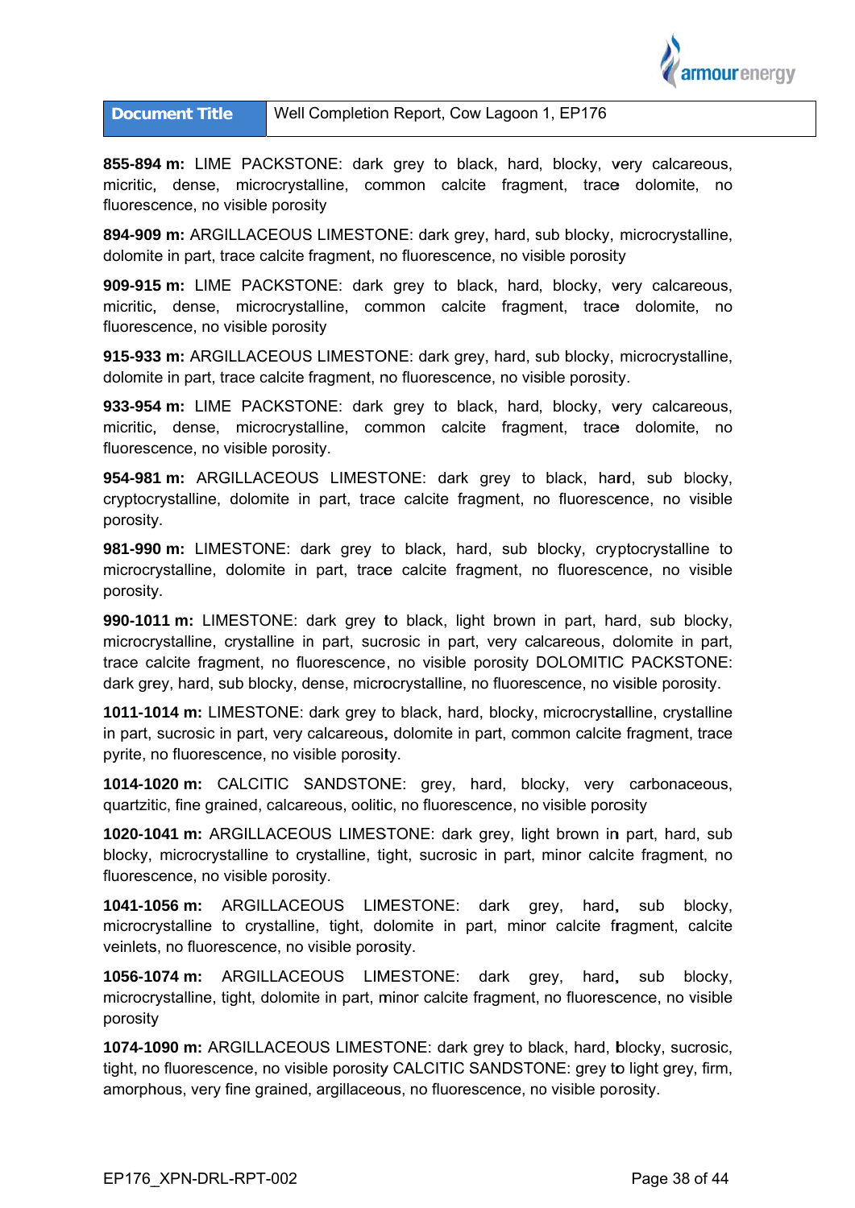**855-894 m:** LIME PACKSTONE: dark grey to black, hard, blocky, very calcareous, micritic, dense, microcrystalline, common calcite fragment, trace dolomite, no fluorescence, no visible porosity

**894-909 m:** ARGILLACEOUS LIMESTONE: dark grey, hard, sub blocky, microcrystalline, dolomite in part, trace calcite fragment, no fluorescence, no visible porosity

**909-915 m:** LIME PACKSTONE: dark grey to black, hard, blocky, very calcareous, micritic, dense, microcrystalline, common calcite fragment, trace dolomite, no fluorescence, no visible porosity

**915-933 m:** ARGILLACEOUS LIMESTONE: dark grey, hard, sub blocky, microcrystalline, dolomite in part, trace calcite fragment, no fluorescence, no visible porosity.

**933-954 m:** LIME PACKSTONE: dark grey to black, hard, blocky, very calcareous, micritic, dense, microcrystalline, common calcite fragment, trace dolomite, no fluorescence, no visible porosity.

**954-981 m:** ARGILLACEOUS LIMESTONE: dark grey to black, hard, sub blocky, cryptocrystalline, dolomite in part, trace calcite fragment, no fluorescence, no visible porosity.

**981-990 m:** LIMESTONE: dark grey to black, hard, sub blocky, cryptocrystalline to microcrystalline, dolomite in part, trace calcite fragment, no fluorescence, no visible porosity.

**990-1011 m:** LIMESTONE: dark grey to black, light brown in part, hard, sub blocky, microcrystalline, crystalline in part, sucrosic in part, very calcareous, dolomite in part, trace calcite fragment, no fluorescence, no visible porosity DOLOMITIC PACKSTONE: dark grey, hard, sub blocky, dense, microcrystalline, no fluorescence, no visible porosity.

**1011-1014 m:** LIMESTONE: dark grey to black, hard, blocky, microcrystalline, crystalline in part, sucrosic in part, very calcareous, dolomite in part, common calcite fragment, trace pyrite, no fluorescence, no visible porosity.

**1014-1020 m:** CALCITIC SANDSTONE: grey, hard, blocky, very carbonaceous, quartzitic, fine grained, calcareous, oolitic, no fluorescence, no visible porosity

**1020-1041 m:** ARGILLACEOUS LIMESTONE: dark grey, light brown in part, hard, sub blocky, microcrystalline to crystalline, tight, sucrosic in part, minor calcite fragment, no fluorescence, no visible porosity.

**1041-1056 m:** ARGILLACEOUS LIMESTONE: dark grey, hard, sub blocky, microcrystalline to crystalline, tight, dolomite in part, minor calcite fragment, calcite veinlets, no fluorescence, no visible porosity.

**1056-1074 m:** ARGILLACEOUS LIMESTONE: dark grey, hard, sub blocky, microcrystalline, tight, dolomite in part, minor calcite fragment, no fluorescence, no visible porosity

**1074-1090 m:** ARGILLACEOUS LIMESTONE: dark grey to black, hard, blocky, sucrosic, tight, no fluorescence, no visible porosity CALCITIC SANDSTONE: grey to light grey, firm, amorphous, very fine grained, argillaceous, no fluorescence, no visible porosity.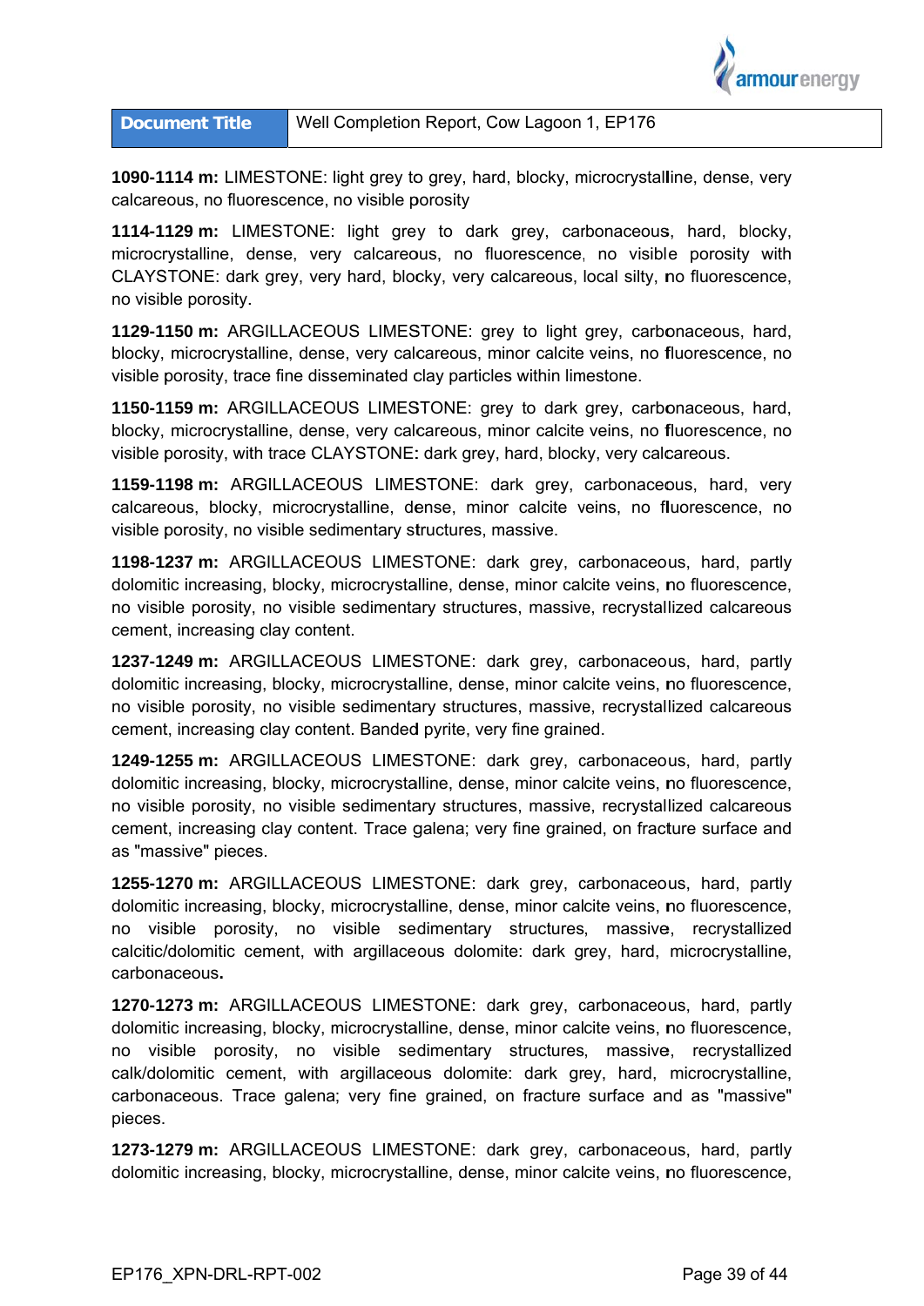**1090-1114 m:** LIMESTONE: light grey to grey, hard, blocky, microcrystalline, dense, very calcareous, no fluorescence, no visible porosity

**1114-1129 m:** LIMESTONE: light grey to dark grey, carbonaceous, hard, blocky, microcrystalline, dense, very calcareous, no fluorescence, no visible porosity with CLAYSTONE: dark grey, very hard, blocky, very calcareous, local silty, no fluorescence, no visible porosity.

**1129-1150 m:** ARGILLACEOUS LIMESTONE: grey to light grey, carbonaceous, hard, blocky, microcrystalline, dense, very calcareous, minor calcite veins, no fluorescence, no visible porosity, trace fine disseminated clay particles within limestone.

**1150-1159 m:** ARGILLACEOUS LIMESTONE: grey to dark grey, carbonaceous, hard, blocky, microcrystalline, dense, very calcareous, minor calcite veins, no fluorescence, no visible porosity, with trace CLAYSTONE: dark grey, hard, blocky, very calcareous.

**1159-1198 m:** ARGILLACEOUS LIMESTONE: dark grey, carbonaceous, hard, very calcareous, blocky, microcrystalline, dense, minor calcite veins, no fluorescence, no visible porosity, no visible sedimentary structures, massive.

**1198-1237 m:** ARGILLACEOUS LIMESTONE: dark grey, carbonaceous, hard, partly dolomitic increasing, blocky, microcrystalline, dense, minor calcite veins, no fluorescence, no visible porosity, no visible sedimentary structures, massive, recrystallized calcareous cement, increasing clay content.

**1237-1249 m:** ARGILLACEOUS LIMESTONE: dark grey, carbonaceous, hard, partly dolomitic increasing, blocky, microcrystalline, dense, minor calcite veins, no fluorescence, no visible porosity, no visible sedimentary structures, massive, recrystallized calcareous cement, increasing clay content. Banded pyrite, very fine grained.

**1249-1255 m:** ARGILLACEOUS LIMESTONE: dark grey, carbonaceous, hard, partly dolomitic increasing, blocky, microcrystalline, dense, minor calcite veins, no fluorescence, no visible porosity, no visible sedimentary structures, massive, recrystallized calcareous cement, increasing clay content. Trace galena; very fine grained, on fracture surface and as "massive" pieces.

**1255-1270 m:** ARGILLACEOUS LIMESTONE: dark grey, carbonaceous, hard, partly dolomitic increasing, blocky, microcrystalline, dense, minor calcite veins, no fluorescence, no visible porosity, no visible sedimentary structures, massive, recrystallized calcitic/dolomitic cement, with argillaceous dolomite: dark grey, hard, microcrystalline, carbonaceous.

**1270-1273 m:** ARGILLACEOUS LIMESTONE: dark grey, carbonaceous, hard, partly dolomitic increasing, blocky, microcrystalline, dense, minor calcite veins, no fluorescence, no visible porosity, no visible sedimentary structures, massive, recrystallized calk/dolomitic cement, with argillaceous dolomite: dark grey, hard, microcrystalline, carbonaceous. Trace galena; very fine grained, on fracture surface and as "massive" pieces.

**1273-1279 m:** ARGILLACEOUS LIMESTONE: dark grey, carbonaceous, hard, partly dolomitic increasing, blocky, microcrystalline, dense, minor calcite veins, no fluorescence,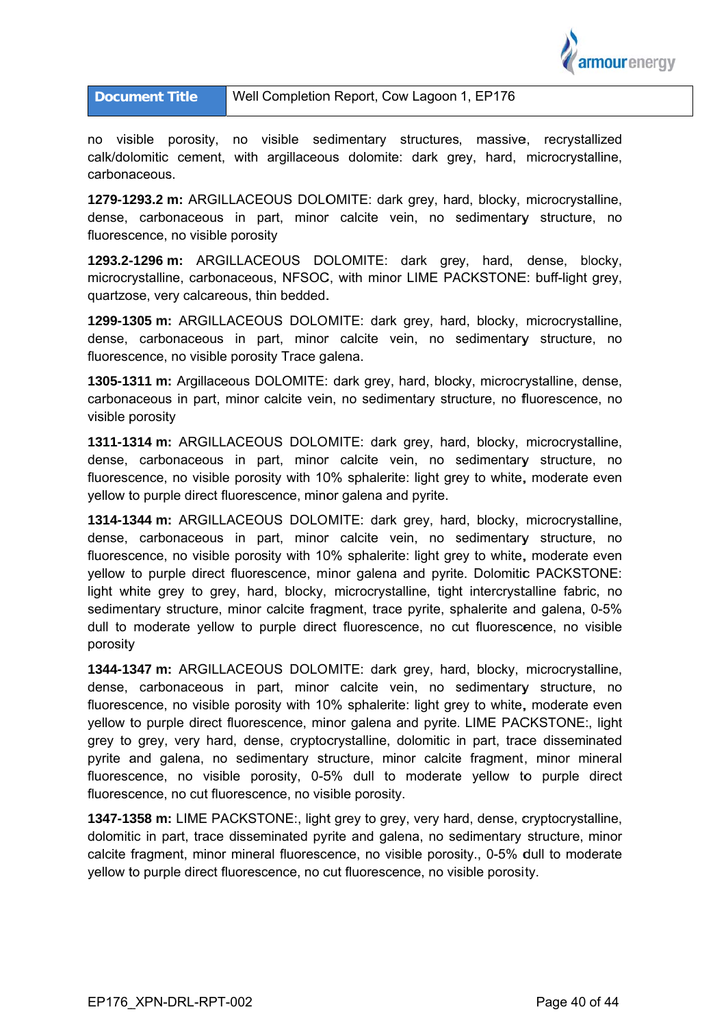no visible porosity, no visible sedimentary structures, massive, recrystallized calk/dolomitic cement, with argillaceous dolomite: dark grey, hard, microcrystalline, carbonaceous.

**1279-1293.2 m:** ARGILLACEOUS DOLOMITE: dark grey, hard, blocky, microcrystalline, dense, carbonaceous in part, minor calcite vein, no sedimentary structure, no fluorescence, no visible porosity

**1293.2-1296 m:** ARGILLACEOUS DOLOMITE: dark grey, hard, dense, blocky, microcrystalline, carbonaceous, NFSOC, with minor LIME PACKSTONE: buff-light grey, quartzose, very calcareous, thin bedded.

**1299-1305 m:** ARGILLACEOUS DOLOMITE: dark grey, hard, blocky, microcrystalline, dense, carbonaceous in part, minor calcite vein, no sedimentary structure, no fluorescence, no visible porosity Trace galena.

**1305-1311 m:** Argillaceous DOLOMITE: dark grey, hard, blocky, microcrystalline, dense, carbonaceous in part, minor calcite vein, no sedimentary structure, no fluorescence, no visible porosity

**1311-1314 m:** ARGILLACEOUS DOLOMITE: dark grey, hard, blocky, microcrystalline, dense, carbonaceous in part, minor calcite vein, no sedimentary structure, no fluorescence, no visible porosity with 10% sphalerite: light grey to white, moderate even yellow to purple direct fluorescence, minor galena and pyrite.

**1314-1344 m:** ARGILLACEOUS DOLOMITE: dark grey, hard, blocky, microcrystalline, dense, carbonaceous in part, minor calcite vein, no sedimentary structure, no fluorescence, no visible porosity with 10% sphalerite: light grey to white, moderate even yellow to purple direct fluorescence, minor galena and pyrite. Dolomitic PACKSTONE: light white grey to grey, hard, blocky, microcrystalline, tight intercrystalline fabric, no sedimentary structure, minor calcite fragment, trace pyrite, sphalerite and galena, 0-5% dull to moderate yellow to purple direct fluorescence, no cut fluorescence, no visible porosity

**1344-1347 m:** ARGILLACEOUS DOLOMITE: dark grey, hard, blocky, microcrystalline, dense, carbonaceous in part, minor calcite vein, no sedimentary structure, no fluorescence, no visible porosity with 10% sphalerite: light grey to white, moderate even yellow to purple direct fluorescence, minor galena and pyrite. LIME PACKSTONE:, light grey to grey, very hard, dense, cryptocrystalline, dolomitic in part, trace disseminated pyrite and galena, no sedimentary structure, minor calcite fragment, minor mineral fluorescence, no visible porosity, 0-5% dull to moderate yellow to purple direct fluorescence, no cut fluorescence, no visible porosity.

**1347-1358 m:** LIME PACKSTONE:, light grey to grey, very hard, dense, cryptocrystalline, dolomitic in part, trace disseminated pyrite and galena, no sedimentary structure, minor calcite fragment, minor mineral fluorescence, no visible porosity., 0-5% dull to moderate yellow to purple direct fluorescence, no cut fluorescence, no visible porosity.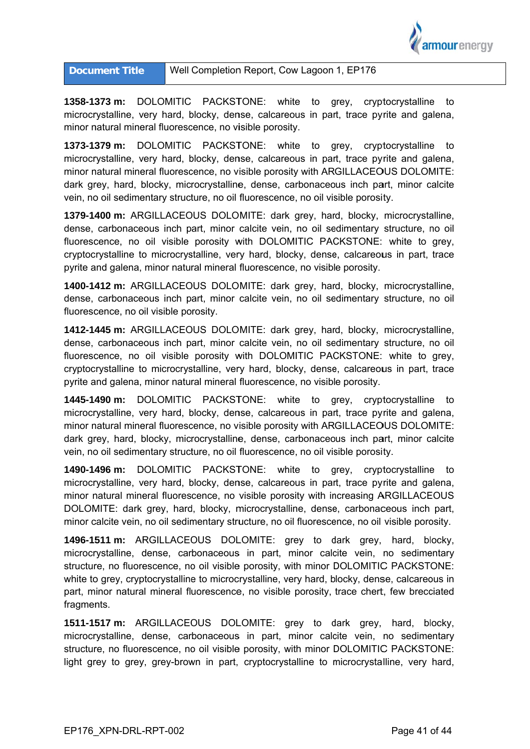**1358-1373 m:** DOLOMITIC PACKSTONE: white to grey, cryptocrystalline to microcrystalline, very hard, blocky, dense, calcareous in part, trace pyrite and galena, minor natural mineral fluorescence, no visible porosity.

**1373-1379 m:** DOLOMITIC PACKSTONE: white to grey, cryptocrystalline to microcrystalline, very hard, blocky, dense, calcareous in part, trace pyrite and galena, minor natural mineral fluorescence, no visible porosity with ARGILLACEOUS DOLOMITE: dark grey, hard, blocky, microcrystalline, dense, carbonaceous inch part, minor calcite vein, no oil sedimentary structure, no oil fluorescence, no oil visible porosity.

**1379-1400 m:** ARGILLACEOUS DOLOMITE: dark grey, hard, blocky, microcrystalline, dense, carbonaceous inch part, minor calcite vein, no oil sedimentary structure, no oil fluorescence, no oil visible porosity with DOLOMITIC PACKSTONE: white to grey, cryptocrystalline to microcrystalline, very hard, blocky, dense, calcareous in part, trace pyrite and galena, minor natural mineral fluorescence, no visible porosity.

**1400-1412 m:** ARGILLACEOUS DOLOMITE: dark grey, hard, blocky, microcrystalline, dense, carbonaceous inch part, minor calcite vein, no oil sedimentary structure, no oil fluorescence, no oil visible porosity.

**1412-1445 m:** ARGILLACEOUS DOLOMITE: dark grey, hard, blocky, microcrystalline, dense, carbonaceous inch part, minor calcite vein, no oil sedimentary structure, no oil fluorescence, no oil visible porosity with DOLOMITIC PACKSTONE: white to grey, cryptocrystalline to microcrystalline, very hard, blocky, dense, calcareous in part, trace pyrite and galena, minor natural mineral fluorescence, no visible porosity.

**1445-1490 m:** DOLOMITIC PACKSTONE: white to grey, cryptocrystalline to microcrystalline, very hard, blocky, dense, calcareous in part, trace pyrite and galena, minor natural mineral fluorescence, no visible porosity with ARGILLACEOUS DOLOMITE: dark grey, hard, blocky, microcrystalline, dense, carbonaceous inch part, minor calcite vein, no oil sedimentary structure, no oil fluorescence, no oil visible porosity.

**1490-1496 m:** DOLOMITIC PACKSTONE: white to grey, cryptocrystalline to microcrystalline, very hard, blocky, dense, calcareous in part, trace pyrite and galena, minor natural mineral fluorescence, no visible porosity with increasing ARGILLACEOUS DOLOMITE: dark grey, hard, blocky, microcrystalline, dense, carbonaceous inch part, minor calcite vein, no oil sedimentary structure, no oil fluorescence, no oil visible porosity.

**1496-1511 m:** ARGILLACEOUS DOLOMITE: grey to dark grey, hard, blocky, microcrystalline, dense, carbonaceous in part, minor calcite vein, no sedimentary structure, no fluorescence, no oil visible porosity, with minor DOLOMITIC PACKSTONE: white to grey, cryptocrystalline to microcrystalline, very hard, blocky, dense, calcareous in part, minor natural mineral fluorescence, no visible porosity, trace chert, few brecciated fragments.

**1511-1517 m:** ARGILLACEOUS DOLOMITE: grey to dark grey, hard, blocky, microcrystalline, dense, carbonaceous in part, minor calcite vein, no sedimentary structure, no fluorescence, no oil visible porosity, with minor DOLOMITIC PACKSTONE: light grey to grey, grey-brown in part, cryptocrystalline to microcrystalline, very hard,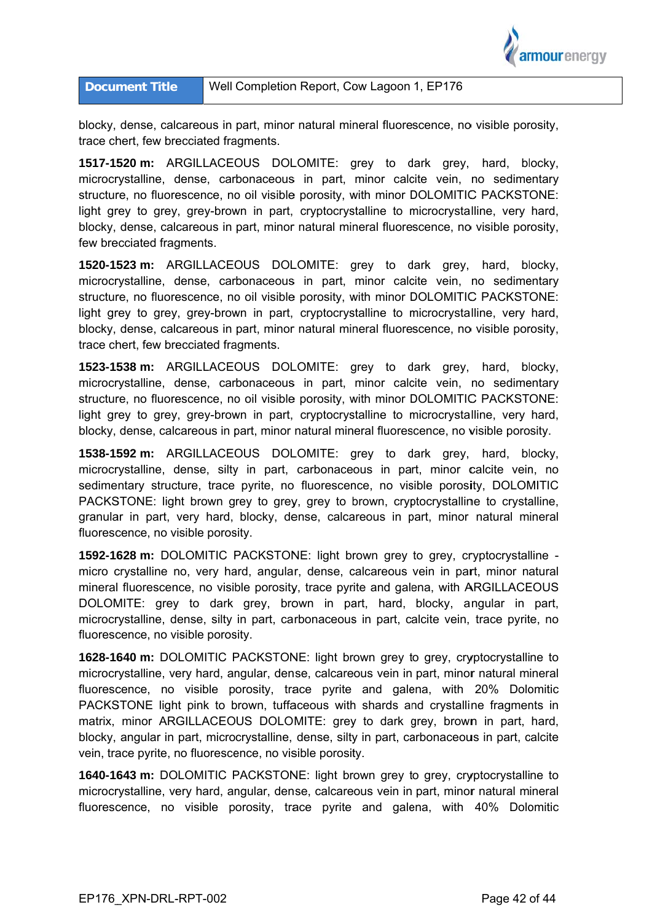blocky, dense, calcareous in part, minor natural mineral fluorescence, no visible porosity, trace chert, few brecciated fragments.

**1517-1520 m:** ARGILLACEOUS DOLOMITE: grey to dark grey, hard, blocky, microcrystalline, dense, carbonaceous in part, minor calcite vein, no sedimentary structure, no fluorescence, no oil visible porosity, with minor DOLOMITIC PACKSTONE: light grey to grey, grey-brown in part, cryptocrystalline to microcrystalline, very hard, blocky, dense, calcareous in part, minor natural mineral fluorescence, no visible porosity, few brecciated fragments.

**1520-1523 m:** ARGILLACEOUS DOLOMITE: grey to dark grey, hard, blocky, microcrystalline, dense, carbonaceous in part, minor calcite vein, no sedimentary structure, no fluorescence, no oil visible porosity, with minor DOLOMITIC PACKSTONE: light grey to grey, grey-brown in part, cryptocrystalline to microcrystalline, very hard, blocky, dense, calcareous in part, minor natural mineral fluorescence, no visible porosity, trace chert, few brecciated fragments.

**1523-1538 m:** ARGILLACEOUS DOLOMITE: grey to dark grey, hard, blocky, microcrystalline, dense, carbonaceous in part, minor calcite vein, no sedimentary structure, no fluorescence, no oil visible porosity, with minor DOLOMITIC PACKSTONE: light grey to grey, grey-brown in part, cryptocrystalline to microcrystalline, very hard, blocky, dense, calcareous in part, minor natural mineral fluorescence, no visible porosity.

**1538-1592 m:** ARGILLACEOUS DOLOMITE: grey to dark grey, hard, blocky, microcrystalline, dense, silty in part, carbonaceous in part, minor calcite vein, no sedimentary structure, trace pyrite, no fluorescence, no visible porosity, DOLOMITIC PACKSTONE: light brown grey to grey, grey to brown, cryptocrystalline to crystalline, granular in part, very hard, blocky, dense, calcareous in part, minor natural mineral fluorescence, no visible porosity.

**1592-1628 m:** DOLOMITIC PACKSTONE: light brown grey to grey, cryptocrystalline - micro crystalline no, very hard, angular, dense, calcareous vein in part, minor natural mineral fluorescence, no visible porosity, trace pyrite and galena, with ARGILLACEOUS DOLOMITE: grey to dark grey, brown in part, hard, blocky, angular in part, microcrystalline, dense, silty in part, carbonaceous in part, calcite vein, trace pyrite, no fluorescence, no visible porosity.

**1628-1640 m:** DOLOMITIC PACKSTONE: light brown grey to grey, cryptocrystalline to microcrystalline, very hard, angular, dense, calcareous vein in part, minor natural mineral fluorescence, no visible porosity, trace pyrite and galena, with 20% Dolomitic PACKSTONE light pink to brown, tuffaceous with shards and crystalline fragments in matrix, minor ARGILLACEOUS DOLOMITE: grey to dark grey, brown in part, hard, blocky, angular in part, microcrystalline, dense, silty in part, carbonaceous in part, calcite vein, trace pyrite, no fluorescence, no visible porosity.

**1640-1643 m:** DOLOMITIC PACKSTONE: light brown grey to grey, cryptocrystalline to microcrystalline, very hard, angular, dense, calcareous vein in part, minor natural mineral fluorescence, no visible porosity, trace pyrite and galena, with 40% Dolomitic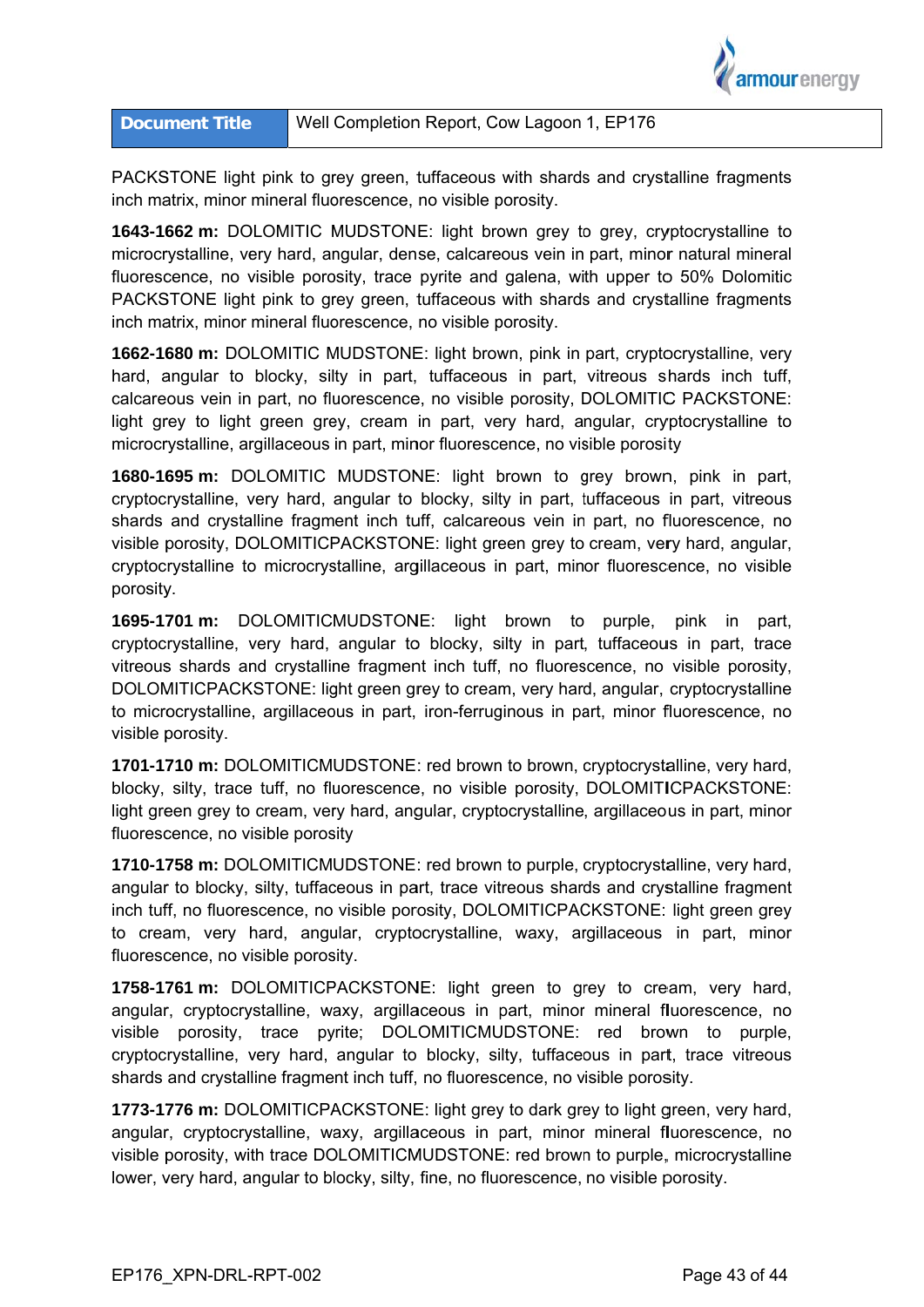PACKSTONE light pink to grey green, tuffaceous with shards and crystalline fragments inch matrix, minor mineral fluorescence, no visible porosity.

**1643-1662 m:** DOLOMITIC MUDSTONE: light brown grey to grey, cryptocrystalline to microcrystalline, very hard, angular, dense, calcareous vein in part, minor natural mineral fluorescence, no visible porosity, trace pyrite and galena, with upper to 50% Dolomitic PACKSTONE light pink to grey green, tuffaceous with shards and crystalline fragments inch matrix, minor mineral fluorescence, no visible porosity.

**1662-1680 m:** DOLOMITIC MUDSTONE: light brown, pink in part, cryptocrystalline, very hard, angular to blocky, silty in part, tuffaceous in part, vitreous shards inch tuff, calcareous vein in part, no fluorescence, no visible porosity, DOLOMITIC PACKSTONE: light grey to light green grey, cream in part, very hard, angular, cryptocrystalline to microcrystalline, argillaceous in part, minor fluorescence, no visible porosity

**1680-1695 m:** DOLOMITIC MUDSTONE: light brown to grey brown, pink in part, cryptocrystalline, very hard, angular to blocky, silty in part, tuffaceous in part, vitreous shards and crystalline fragment inch tuff, calcareous vein in part, no fluorescence, no visible porosity, DOLOMITICPACKSTONE: light green grey to cream, very hard, angular, cryptocrystalline to microcrystalline, argillaceous in part, minor fluorescence, no visible porosity.

**1695-1701 m:** DOLOMITICMUDSTONE: light brown to purple, pink in part, cryptocrystalline, very hard, angular to blocky, silty in part, tuffaceous in part, trace vitreous shards and crystalline fragment inch tuff, no fluorescence, no visible porosity, DOLOMITICPACKSTONE: light green grey to cream, very hard, angular, cryptocrystalline to microcrystalline, argillaceous in part, iron-ferruginous in part, minor fluorescence, no visible porosity.

**1701-1710 m:** DOLOMITICMUDSTONE: red brown to brown, cryptocrystalline, very hard, blocky, silty, trace tuff, no fluorescence, no visible porosity, DOLOMITICPACKSTONE: light green grey to cream, very hard, angular, cryptocrystalline, argillaceous in part, minor fluorescence, no visible porosity

**1710-1758 m:** DOLOMITICMUDSTONE: red brown to purple, cryptocrystalline, very hard, angular to blocky, silty, tuffaceous in part, trace vitreous shards and crystalline fragment inch tuff, no fluorescence, no visible porosity, DOLOMITICPACKSTONE: light green grey to cream, very hard, angular, cryptocrystalline, waxy, argillaceous in part, minor fluorescence, no visible porosity.

**1758-1761 m:** DOLOMITICPACKSTONE: light green to grey to cream, very hard, angular, cryptocrystalline, waxy, argillaceous in part, minor mineral fluorescence, no visible porosity, trace pyrite; DOLOMITICMUDSTONE: red brown to purple, cryptocrystalline, very hard, angular to blocky, silty, tuffaceous in part, trace vitreous shards and crystalline fragment inch tuff, no fluorescence, no visible porosity.

**1773-1776 m:** DOLOMITICPACKSTONE: light grey to dark grey to light green, very hard, angular, cryptocrystalline, waxy, argillaceous in part, minor mineral fluorescence, no visible porosity, with trace DOLOMITICMUDSTONE: red brown to purple, microcrystalline lower, very hard, angular to blocky, silty, fine, no fluorescence, no visible porosity.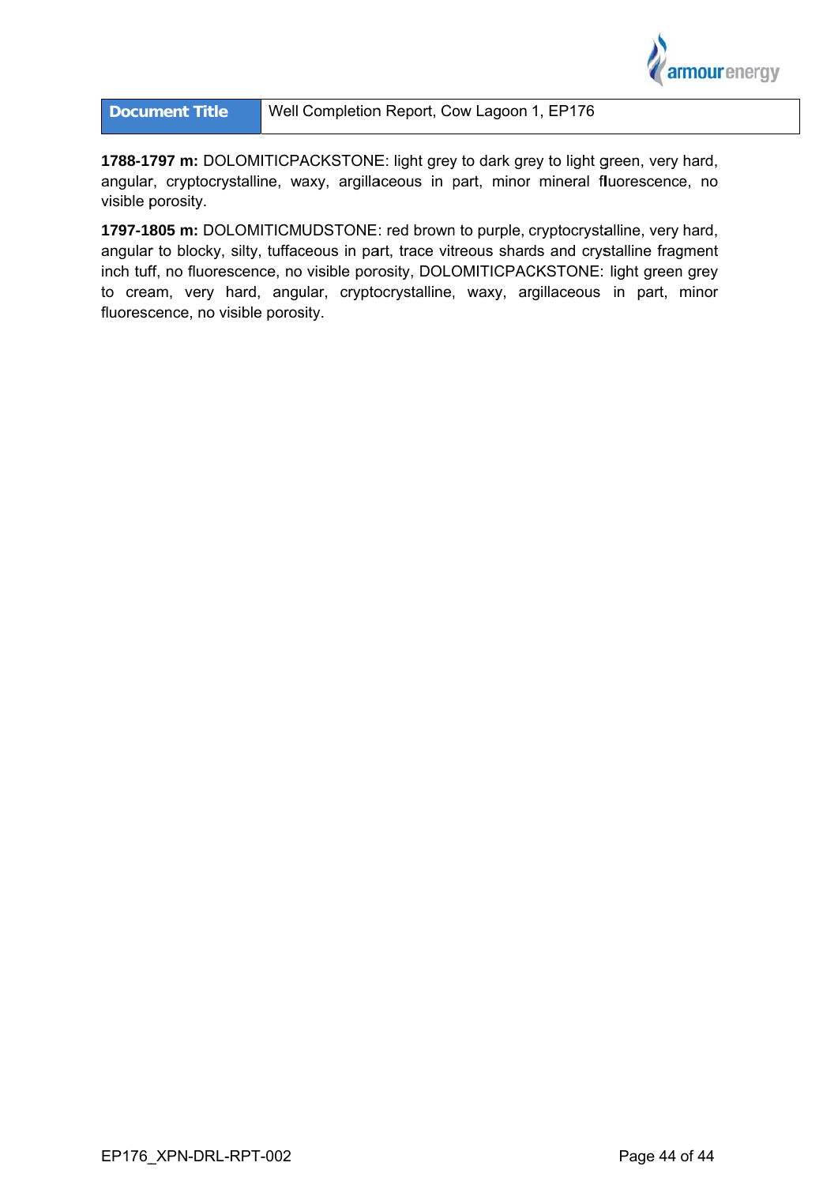**1788-1797 m:** DOLOMITICPACKSTONE: light grey to dark grey to light green, very hard, angular, cryptocrystalline, waxy, argillaceous in part, minor mineral fluorescence, no visible porosity.

**1797-1805 m:** DOLOMITICMUDSTONE: red brown to purple, cryptocrystalline, very hard, angular to blocky, silty, tuffaceous in part, trace vitreous shards and crystalline fragment inch tuff, no fluorescence, no visible porosity, DOLOMITICPACKSTONE: light green grey to cream, very hard, angular, cryptocrystalline, waxy, argillaceous in part, minor fluorescence, no visible porosity.